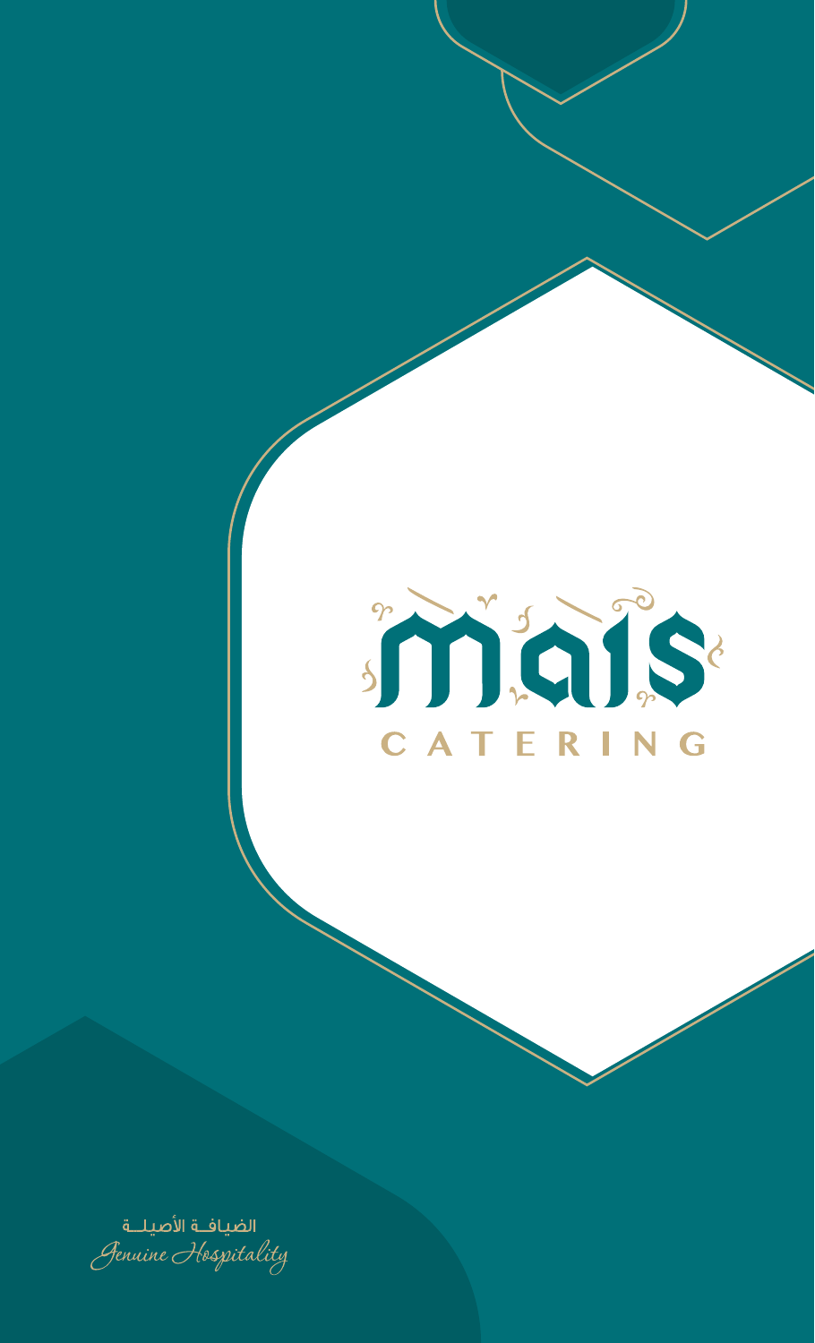# mais

## CATERING

الضيافــة الأصيلــة

*Genuine Hospitality*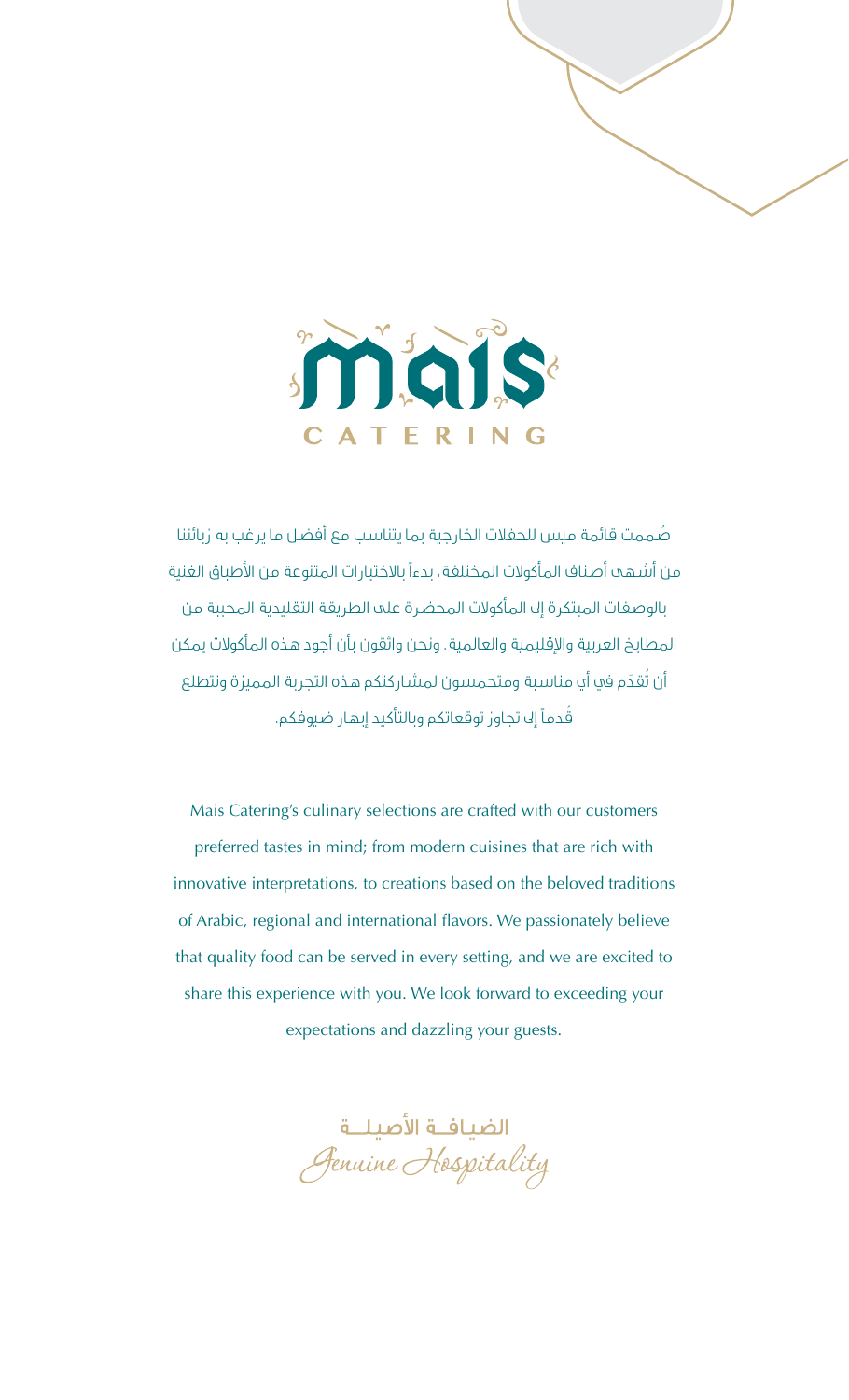# Mais

CATERING

صُممت قائمة ميس للحفلات الخارجية بما يتناسب مع أفضل ما يرغب به زبائننا من أشهى أصناف المأكولات المختلفة، بدءاً بالاختيارات المتنوعة من الأطباق الغنية بالوصفات المبتكرة إلى المأكولات المحضرة على الطريقة التقليدية المحببة من المطابخ العربية والإقليمية والعالمية. ونحن واثقون بأن أجود هذه المأكولات يمكن أن تُقدَم في أي مناسبة ومتحمسون لمشاركتكم هذه التجربة المميزة ونتطلع قُدماً إلى تجاوز توقعاتكم وبالتأكيد إبهار ضيوفكم.

Mais Catering's culinary selections are crafted with our customers preferred tastes in mind; from modern cuisines that are rich with innovative interpretations, to creations based on the beloved traditions of Arabic, regional and international flavors. We passionately believe that quality food can be served in every setting, and we are excited to share this experience with you. We look forward to exceeding your expectations and dazzling your guests.

الضيافــة الأصيلــة

*Genuine Hospitality*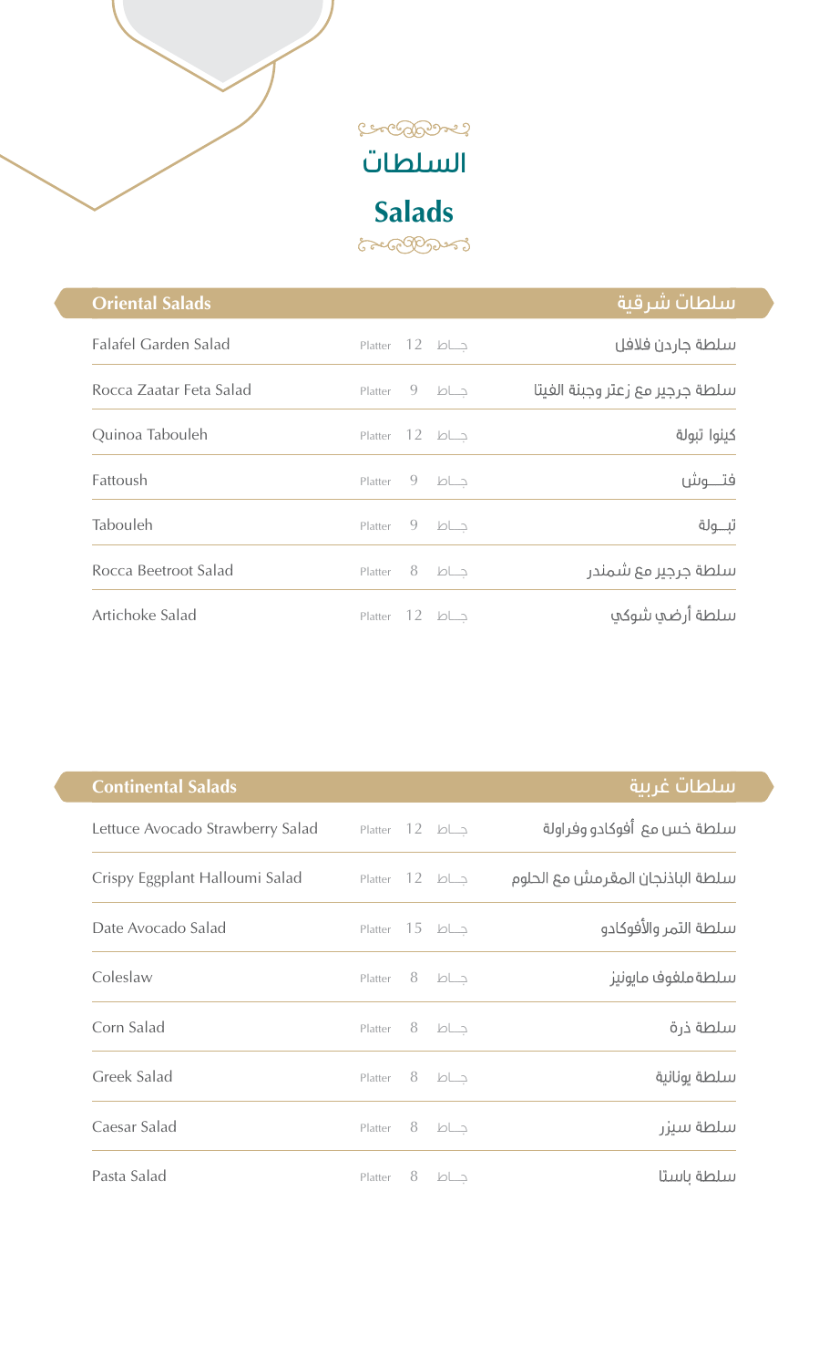# السلطات

# Salads

| Oriental Salads | | | | سلطات شرقية |
|---|---|---|---|---|
| Falafel Garden Salad | Platter | 12 | جـاط | سلطة جاردن فلافل |
| Rocca Zaatar Feta Salad | Platter | 9 | جـاط | سلطة جرجير مع زعتر وجبنة الفيتا |
| Quinoa Tabouleh | Platter | 12 | جـاط | كينوا تبولة |
| Fattoush | Platter | 9 | جـاط | فتــوش |
| Tabouleh | Platter | 9 | جـاط | تبــولة |
| Rocca Beetroot Salad | Platter | 8 | جـاط | سلطة جرجير مع شمندر |
| Artichoke Salad | Platter | 12 | جـاط | سلطة أرضي شوكي |

| Continental Salads | | | | سلطات غربية |
|---|---|---|---|---|
| Lettuce Avocado Strawberry Salad | Platter | 12 | جـاط | سلطة خس مع أفوكادو وفراولة |
| Crispy Eggplant Halloumi Salad | Platter | 12 | جـاط | سلطة الباذنجان المقرمش مع الحلوم |
| Date Avocado Salad | Platter | 15 | جـاط | سلطة التمر والأفوكادو |
| Coleslaw | Platter | 8 | جـاط | سلطة ملفوف مايونيز |
| Corn Salad | Platter | 8 | جـاط | سلطة ذرة |
| Greek Salad | Platter | 8 | جـاط | سلطة يونانية |
| Caesar Salad | Platter | 8 | جـاط | سلطة سيزر |
| Pasta Salad | Platter | 8 | جـاط | سلطة باستا |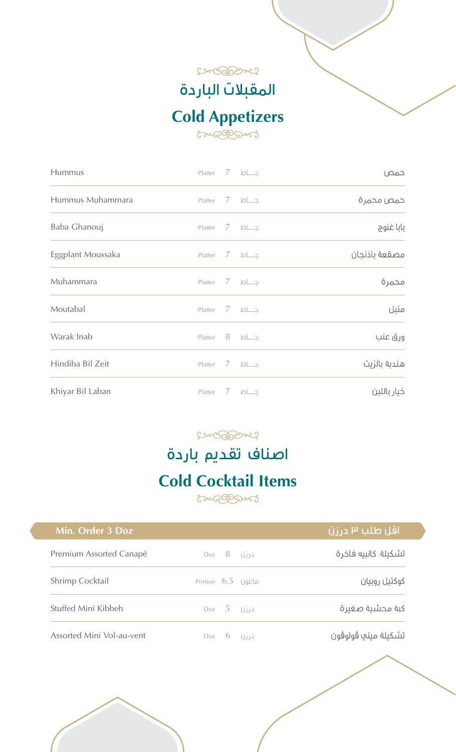## المقبلات الباردة

## Cold Appetizers

| English | Unit | Price | الوحدة | العربية |
|---|---|---|---|---|
| Hummus | Platter | 7 | جـــاط | حمص |
| Hummus Muhammara | Platter | 7 | جـــاط | حمص محمرة |
| Baba Ghanouj | Platter | 7 | جـــاط | بابا غنوج |
| Eggplant Moussaka | Platter | 7 | جـــاط | مصقعة باذنجان |
| Muhammara | Platter | 7 | جـــاط | محمرة |
| Moutabal | Platter | 7 | جـــاط | متبل |
| Warak Inab | Platter | 8 | جـــاط | ورق عنب |
| Hindiba Bil Zeit | Platter | 7 | جـــاط | هندبة بالزيت |
| Khiyar Bil Laban | Platter | 7 | جـــاط | خيار باللبن |

## اصناف تقديم باردة

## Cold Cocktail Items

| Min. Order 3 Doz | | | | اقل طلب ٣ درزن |
|---|---|---|---|---|
| Premium Assorted Canapé | Doz | 8 | درزن | تشكيلة كانبيه فاخرة |
| Shrimp Cocktail | Portion | 6.5 | ماعون | كوكتيل روبيان |
| Stuffed Mini Kibbeh | Doz | 5 | درزن | كبة محشية صغيرة |
| Assorted Mini Vol-au-vent | Doz | 6 | درزن | تشكيلة ميني ڤولوڤون |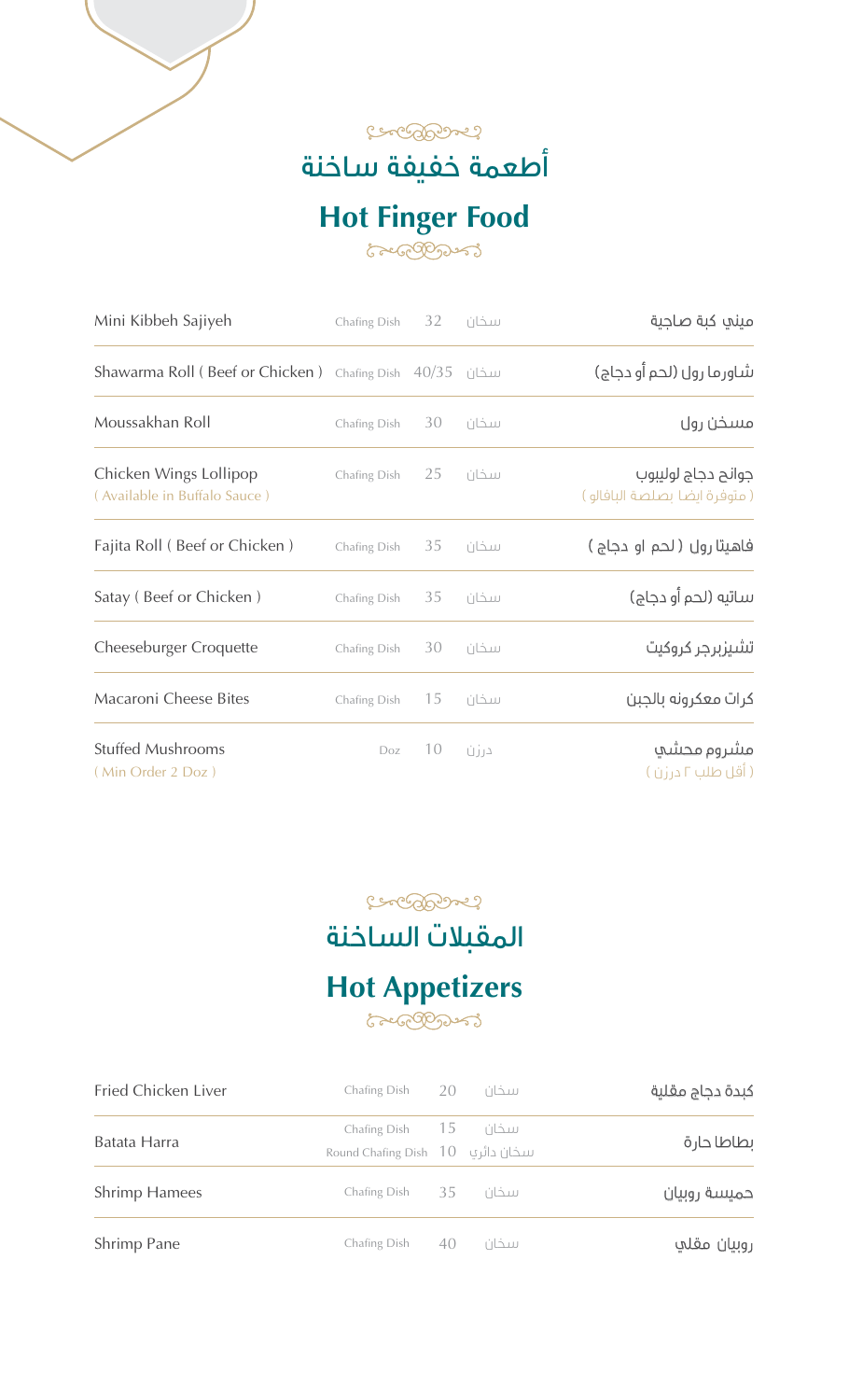# أطعمة خفيفة ساخنة

# Hot Finger Food

| Item | Unit | Price | الوحدة | الصنف |
|---|---|---|---|---|
| Mini Kibbeh Sajiyeh | Chafing Dish | 32 | سخان | ميني كبة صاجية |
| Shawarma Roll ( Beef or Chicken ) | Chafing Dish | 40/35 | سخان | شاورما رول (لحم أو دجاج) |
| Moussakhan Roll | Chafing Dish | 30 | سخان | مسخن رول |
| Chicken Wings Lollipop ( Available in Buffalo Sauce ) | Chafing Dish | 25 | سخان | جوانح دجاج لوليبوب ( متوفرة ايضا بصلصة البافالو ) |
| Fajita Roll ( Beef or Chicken ) | Chafing Dish | 35 | سخان | فاهيتا رول ( لحم او دجاج ) |
| Satay ( Beef or Chicken ) | Chafing Dish | 35 | سخان | ساتيه (لحم أو دجاج) |
| Cheeseburger Croquette | Chafing Dish | 30 | سخان | تشيزبرجر كروكيت |
| Macaroni Cheese Bites | Chafing Dish | 15 | سخان | كرات معكرونه بالجبن |
| Stuffed Mushrooms ( Min Order 2 Doz ) | Doz | 10 | درزن | مشروم محشي ( أقل طلب ٢ درزن ) |

# المقبلات الساخنة

# Hot Appetizers

| Item | Unit | Price | الوحدة | الصنف |
|---|---|---|---|---|
| Fried Chicken Liver | Chafing Dish | 20 | سخان | كبدة دجاج مقلية |
| Batata Harra | Chafing Dish | 15 | سخان | بطاطا حارة |
| | Round Chafing Dish | 10 | سخان دائري | |
| Shrimp Hamees | Chafing Dish | 35 | سخان | حميسة روبيان |
| Shrimp Pane | Chafing Dish | 40 | سخان | روبيان مقلي |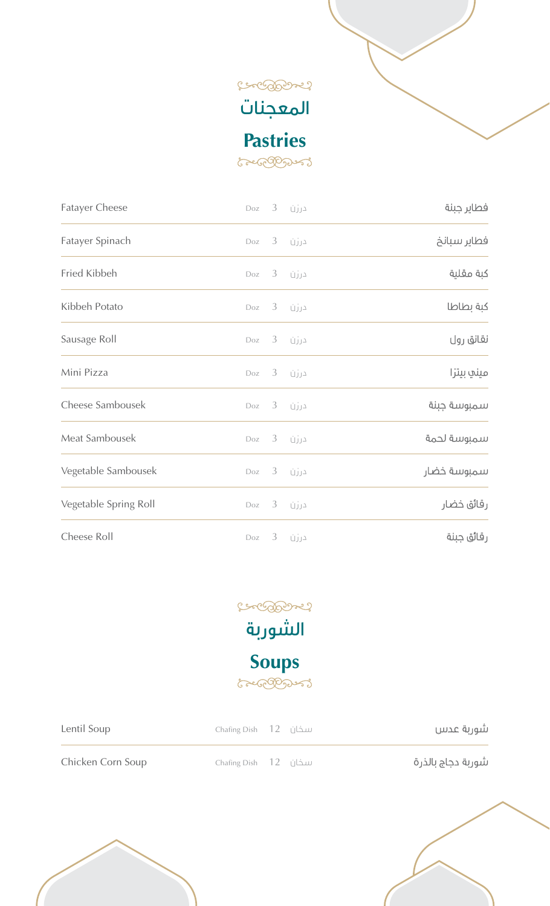# المعجنات

# Pastries

| Item | Unit | Qty | الوحدة | الصنف |
|---|---|---|---|---|
| Fatayer Cheese | Doz | 3 | درزن | فطاير جبنة |
| Fatayer Spinach | Doz | 3 | درزن | فطاير سبانخ |
| Fried Kibbeh | Doz | 3 | درزن | كبة مقلية |
| Kibbeh Potato | Doz | 3 | درزن | كبة بطاطا |
| Sausage Roll | Doz | 3 | درزن | نقانق رول |
| Mini Pizza | Doz | 3 | درزن | ميني بيتزا |
| Cheese Sambousek | Doz | 3 | درزن | سمبوسة جبنة |
| Meat Sambousek | Doz | 3 | درزن | سمبوسة لحمة |
| Vegetable Sambousek | Doz | 3 | درزن | سمبوسة خضار |
| Vegetable Spring Roll | Doz | 3 | درزن | رقائق خضار |
| Cheese Roll | Doz | 3 | درزن | رقائق جبنة |

# الشوربة

# Soups

| Item | Unit | Qty | الوحدة | الصنف |
|---|---|---|---|---|
| Lentil Soup | Chafing Dish | 12 | سخان | شوربة عدس |
| Chicken Corn Soup | Chafing Dish | 12 | سخان | شوربة دجاج بالذرة |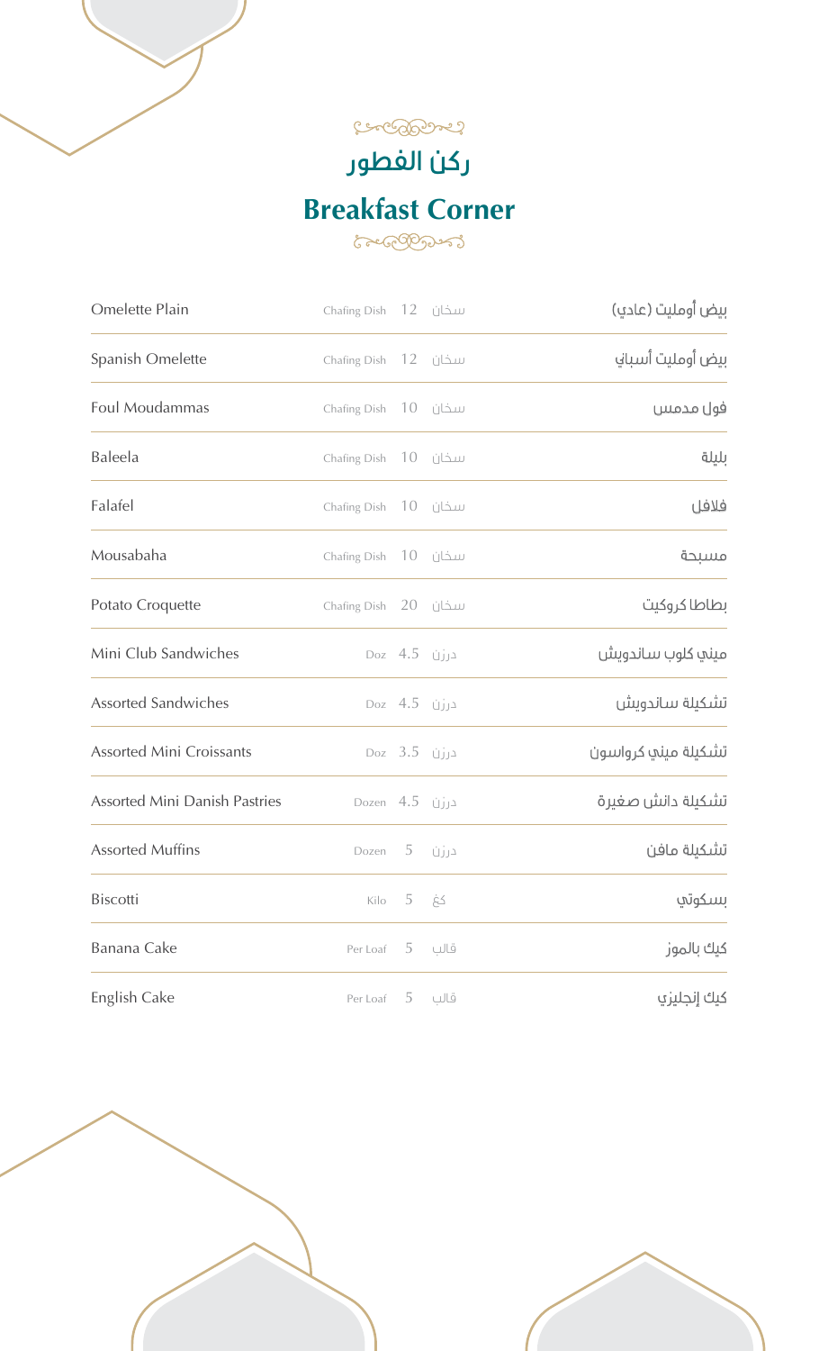# ركن الفطور

# Breakfast Corner

| Item | Unit | Price | الوحدة | الصنف |
|---|---|---|---|---|
| Omelette Plain | Chafing Dish | 12 | سخان | بيض أومليت (عادي) |
| Spanish Omelette | Chafing Dish | 12 | سخان | بيض أومليت أسباني |
| Foul Moudammas | Chafing Dish | 10 | سخان | فول مدمس |
| Baleela | Chafing Dish | 10 | سخان | بليلة |
| Falafel | Chafing Dish | 10 | سخان | فلافل |
| Mousabaha | Chafing Dish | 10 | سخان | مسبحة |
| Potato Croquette | Chafing Dish | 20 | سخان | بطاطا كروكيت |
| Mini Club Sandwiches | Doz | 4.5 | درزن | ميني كلوب ساندويش |
| Assorted Sandwiches | Doz | 4.5 | درزن | تشكيلة ساندويش |
| Assorted Mini Croissants | Doz | 3.5 | درزن | تشكيلة ميني كرواسون |
| Assorted Mini Danish Pastries | Dozen | 4.5 | درزن | تشكيلة دانش صغيرة |
| Assorted Muffins | Dozen | 5 | درزن | تشكيلة مافن |
| Biscotti | Kilo | 5 | كغ | بسكوتي |
| Banana Cake | Per Loaf | 5 | قالب | كيك بالموز |
| English Cake | Per Loaf | 5 | قالب | كيك إنجليزي |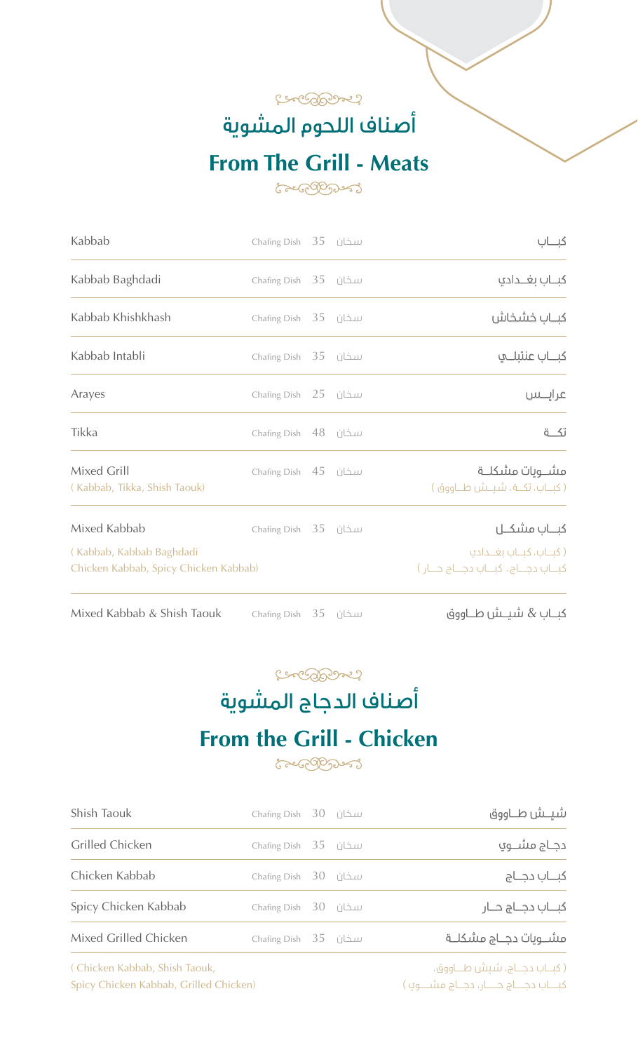## أصناف اللحوم المشوية

## From The Grill - Meats

| English | Size | Price | | Arabic |
|---|---|---|---|---|
| Kabbab | Chafing Dish | 35 | سخان | كبــاب |
| Kabbab Baghdadi | Chafing Dish | 35 | سخان | كبــاب بغــدادي |
| Kabbab Khishkhash | Chafing Dish | 35 | سخان | كبــاب خشخاش |
| Kabbab Intabli | Chafing Dish | 35 | سخان | كبــاب عنتبلــي |
| Arayes | Chafing Dish | 25 | سخان | عرايــس |
| Tikka | Chafing Dish | 48 | سخان | تكــة |
| Mixed Grill<br>( Kabbab, Tikka, Shish Taouk) | Chafing Dish | 45 | سخان | مشــويات مشكلــة<br>( كبــاب، تكــة، شيــش طــاووق ) |
| Mixed Kabbab<br>( Kabbab, Kabbab Baghdadi<br>Chicken Kabbab, Spicy Chicken Kabbab) | Chafing Dish | 35 | سخان | كبــاب مشكــل<br>( كبــاب، كبــاب بغــدادي<br>كبــاب دجــاج، كبــاب دجــاج حــار ) |
| Mixed Kabbab & Shish Taouk | Chafing Dish | 35 | سخان | كبــاب & شيــش طــاووق |

## أصناف الدجاج المشوية

## From the Grill - Chicken

| English | Size | Price | | Arabic |
|---|---|---|---|---|
| Shish Taouk | Chafing Dish | 30 | سخان | شيــش طــاووق |
| Grilled Chicken | Chafing Dish | 35 | سخان | دجــاج مشــوي |
| Chicken Kabbab | Chafing Dish | 30 | سخان | كبــاب دجــاج |
| Spicy Chicken Kabbab | Chafing Dish | 30 | سخان | كبــاب دجــاج حــار |
| Mixed Grilled Chicken<br>( Chicken Kabbab, Shish Taouk,<br>Spicy Chicken Kabbab, Grilled Chicken) | Chafing Dish | 35 | سخان | مشــويات دجــاج مشكلــة<br>( كبــاب دجــاج، شيش طــاووق،<br>كبـــاب دجـــاج حـــار، دجـاج مشـــوي ) |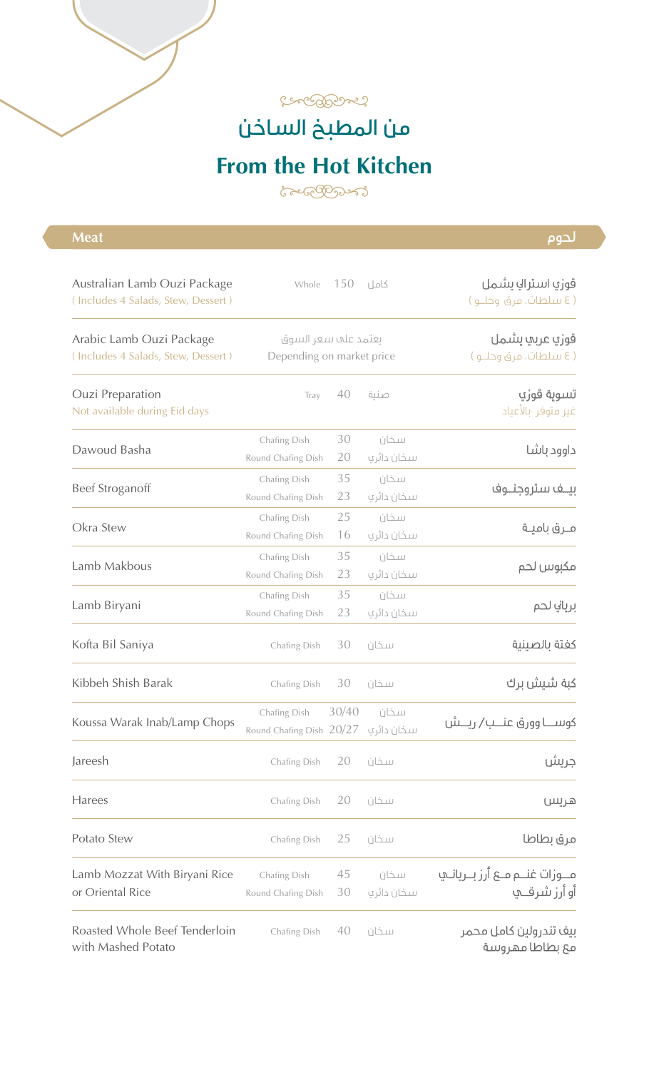# من المطبخ الساخن

# From the Hot Kitchen

## Meat — لحوم

| Item | Size | Price | الحجم | الصنف |
|---|---|---|---|---|
| Australian Lamb Ouzi Package (Includes 4 Salads, Stew, Dessert) | Whole | 150 | كامل | قوزي استرالي يشمل (٤ سلطات، مرق وحلـو) |
| Arabic Lamb Ouzi Package (Includes 4 Salads, Stew, Dessert) | Depending on market price | | يعتمد على سعر السوق | قوزي عربي يشمل (٤ سلطات، مرق وحلـو) |
| Ouzi Preparation<br>Not available during Eid days | Tray | 40 | صنية | تسوية قوزي<br>غير متوفر بالأعياد |
| Dawoud Basha | Chafing Dish<br>Round Chafing Dish | 30<br>20 | سخان<br>سخان دائري | داوود باشا |
| Beef Stroganoff | Chafing Dish<br>Round Chafing Dish | 35<br>23 | سخان<br>سخان دائري | بيـف ستروجنـوف |
| Okra Stew | Chafing Dish<br>Round Chafing Dish | 25<br>16 | سخان<br>سخان دائري | مـرق باميـة |
| Lamb Makbous | Chafing Dish<br>Round Chafing Dish | 35<br>23 | سخان<br>سخان دائري | مكبوس لحم |
| Lamb Biryani | Chafing Dish<br>Round Chafing Dish | 35<br>23 | سخان<br>سخان دائري | برياني لحم |
| Kofta Bil Saniya | Chafing Dish | 30 | سخان | كفتة بالصينية |
| Kibbeh Shish Barak | Chafing Dish | 30 | سخان | كبة شيش برك |
| Koussa Warak Inab/Lamp Chops | Chafing Dish<br>Round Chafing Dish | 30/40<br>20/27 | سخان<br>سخان دائري | كوســا وورق عنــب/ ريــش |
| Jareesh | Chafing Dish | 20 | سخان | جريش |
| Harees | Chafing Dish | 20 | سخان | هريس |
| Potato Stew | Chafing Dish | 25 | سخان | مرق بطاطا |
| Lamb Mozzat With Biryani Rice or Oriental Rice | Chafing Dish<br>Round Chafing Dish | 45<br>30 | سخان<br>سخان دائري | مــوزات غنــم مــع أرز بــريانــي أو أرز شرقــي |
| Roasted Whole Beef Tenderloin with Mashed Potato | Chafing Dish | 40 | سخان | بيف تندرولين كامل محمر مع بطاطا مهروسة |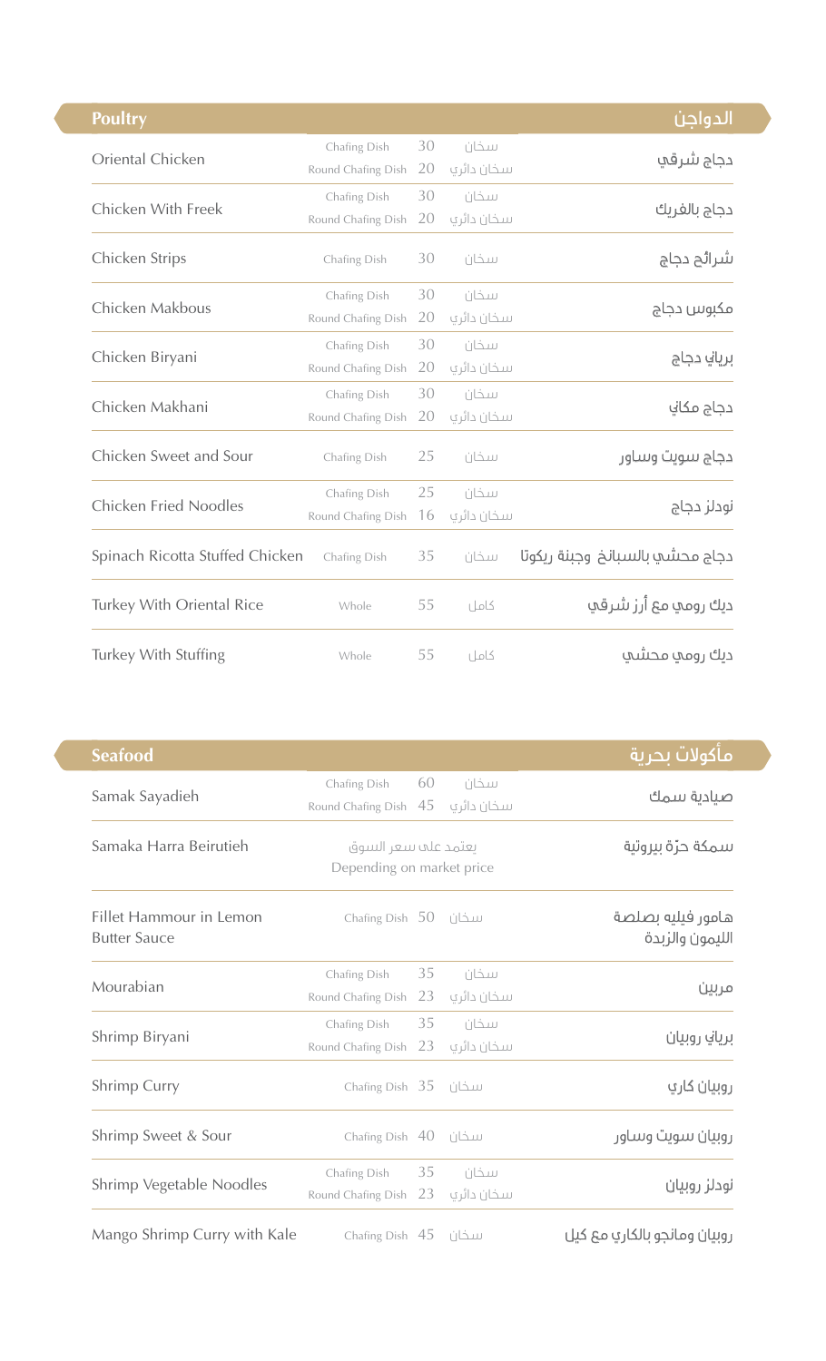## Poultry | الدواجن

| English | Serving | Price | التقديم | العربية |
|---|---|---|---|---|
| Oriental Chicken | Chafing Dish | 30 | سخان | دجاج شرقي |
| | Round Chafing Dish | 20 | سخان دائري | |
| Chicken With Freek | Chafing Dish | 30 | سخان | دجاج بالفريك |
| | Round Chafing Dish | 20 | سخان دائري | |
| Chicken Strips | Chafing Dish | 30 | سخان | شرائح دجاج |
| Chicken Makbous | Chafing Dish | 30 | سخان | مكبوس دجاج |
| | Round Chafing Dish | 20 | سخان دائري | |
| Chicken Biryani | Chafing Dish | 30 | سخان | برياني دجاج |
| | Round Chafing Dish | 20 | سخان دائري | |
| Chicken Makhani | Chafing Dish | 30 | سخان | دجاج مكاني |
| | Round Chafing Dish | 20 | سخان دائري | |
| Chicken Sweet and Sour | Chafing Dish | 25 | سخان | دجاج سويت وساور |
| Chicken Fried Noodles | Chafing Dish | 25 | سخان | نودلز دجاج |
| | Round Chafing Dish | 16 | سخان دائري | |
| Spinach Ricotta Stuffed Chicken | Chafing Dish | 35 | سخان | دجاج محشي بالسبانخ وجبنة ريكوتا |
| Turkey With Oriental Rice | Whole | 55 | كامل | ديك رومي مع أرز شرقي |
| Turkey With Stuffing | Whole | 55 | كامل | ديك رومي محشي |

## Seafood | مأكولات بحرية

| English | Serving | Price | التقديم | العربية |
|---|---|---|---|---|
| Samak Sayadieh | Chafing Dish | 60 | سخان | صيادية سمك |
| | Round Chafing Dish | 45 | سخان دائري | |
| Samaka Harra Beirutieh | Depending on market price | | يعتمد على سعر السوق | سمكة حرّة بيروتية |
| Fillet Hammour in Lemon Butter Sauce | Chafing Dish | 50 | سخان | هامور فيليه بصلصة الليمون والزبدة |
| Mourabian | Chafing Dish | 35 | سخان | مربين |
| | Round Chafing Dish | 23 | سخان دائري | |
| Shrimp Biryani | Chafing Dish | 35 | سخان | برياني روبيان |
| | Round Chafing Dish | 23 | سخان دائري | |
| Shrimp Curry | Chafing Dish | 35 | سخان | روبيان كاري |
| Shrimp Sweet & Sour | Chafing Dish | 40 | سخان | روبيان سويت وساور |
| Shrimp Vegetable Noodles | Chafing Dish | 35 | سخان | نودلز روبيان |
| | Round Chafing Dish | 23 | سخان دائري | |
| Mango Shrimp Curry with Kale | Chafing Dish | 45 | سخان | روبيان ومانجو بالكاري مع كيل |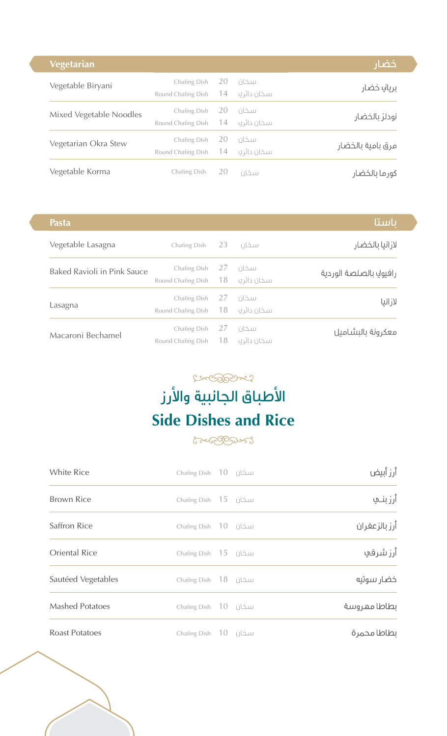## Vegetarian | خضار

| Vegetarian | | | | خضار |
|---|---|---|---|---|
| Vegetable Biryani | Chafing Dish<br>Round Chafing Dish | 20<br>14 | سخان<br>سخان دائري | برياني خضار |
| Mixed Vegetable Noodles | Chafing Dish<br>Round Chafing Dish | 20<br>14 | سخان<br>سخان دائري | نودلز بالخضار |
| Vegetarian Okra Stew | Chafing Dish<br>Round Chafing Dish | 20<br>14 | سخان<br>سخان دائري | مرق بامية بالخضار |
| Vegetable Korma | Chafing Dish | 20 | سخان | كورما بالخضار |

## Pasta | باستا

| Pasta | | | | باستا |
|---|---|---|---|---|
| Vegetable Lasagna | Chafing Dish | 23 | سخان | لازانيا بالخضار |
| Baked Ravioli in Pink Sauce | Chafing Dish<br>Round Chafing Dish | 27<br>18 | سخان<br>سخان دائري | رافيولي بالصلصة الوردية |
| Lasagna | Chafing Dish<br>Round Chafing Dish | 27<br>18 | سخان<br>سخان دائري | لازانيا |
| Macaroni Bechamel | Chafing Dish<br>Round Chafing Dish | 27<br>18 | سخان<br>سخان دائري | معكرونة بالبشاميل |

# الأطباق الجانبية والأرز
# Side Dishes and Rice

| Side Dishes and Rice | | | | الأطباق الجانبية والأرز |
|---|---|---|---|---|
| White Rice | Chafing Dish | 10 | سخان | أرز أبيض |
| Brown Rice | Chafing Dish | 15 | سخان | أرز بنـي |
| Saffron Rice | Chafing Dish | 10 | سخان | أرز بالزعفران |
| Oriental Rice | Chafing Dish | 15 | سخان | أرز شرقي |
| Sautéed Vegetables | Chafing Dish | 18 | سخان | خضار سوتيه |
| Mashed Potatoes | Chafing Dish | 10 | سخان | بطاطا مهروسة |
| Roast Potatoes | Chafing Dish | 10 | سخان | بطاطا محمرة |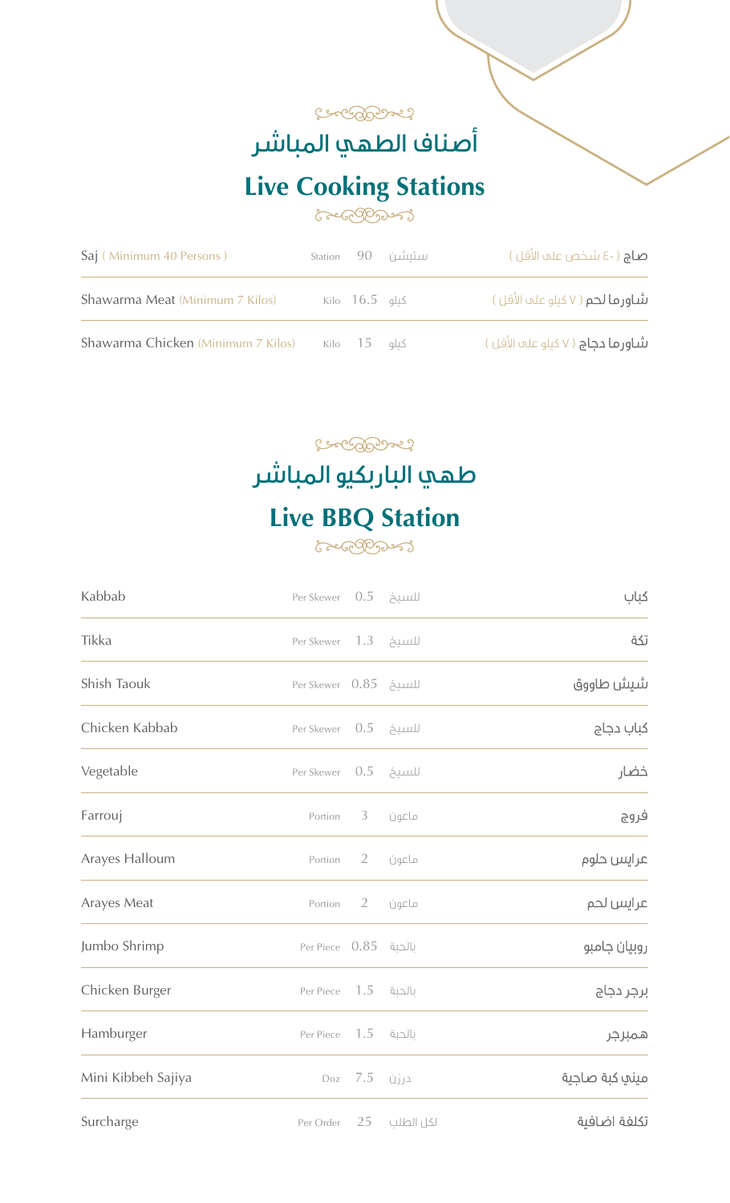## أصناف الطهي المباشر

## Live Cooking Stations

| Item | Unit | Price | الوحدة | الصنف |
|---|---|---|---|---|
| Saj ( Minimum 40 Persons ) | Station | 90 | ستيشن | صاج ( ٤٠ شخص على الأقل ) |
| Shawarma Meat (Minimum 7 Kilos) | Kilo | 16.5 | كيلو | شاورما لحم ( ٧ كيلو على الأقل ) |
| Shawarma Chicken (Minimum 7 Kilos) | Kilo | 15 | كيلو | شاورما دجاج ( ٧ كيلو على الأقل ) |

## طهي الباربكيو المباشر

## Live BBQ Station

| Item | Unit | Price | الوحدة | الصنف |
|---|---|---|---|---|
| Kabbab | Per Skewer | 0.5 | للسيخ | كباب |
| Tikka | Per Skewer | 1.3 | للسيخ | تكة |
| Shish Taouk | Per Skewer | 0.85 | للسيخ | شيش طاووق |
| Chicken Kabbab | Per Skewer | 0.5 | للسيخ | كباب دجاج |
| Vegetable | Per Skewer | 0.5 | للسيخ | خضار |
| Farrouj | Portion | 3 | ماعون | فروج |
| Arayes Halloum | Portion | 2 | ماعون | عرايس حلوم |
| Arayes Meat | Portion | 2 | ماعون | عرايس لحم |
| Jumbo Shrimp | Per Piece | 0.85 | بالحبة | روبيان جامبو |
| Chicken Burger | Per Piece | 1.5 | بالحبة | برجر دجاج |
| Hamburger | Per Piece | 1.5 | بالحبة | همبرجر |
| Mini Kibbeh Sajiya | Doz | 7.5 | درزن | ميني كبة صاجية |
| Surcharge | Per Order | 25 | لكل الطلب | تكلفة اضافية |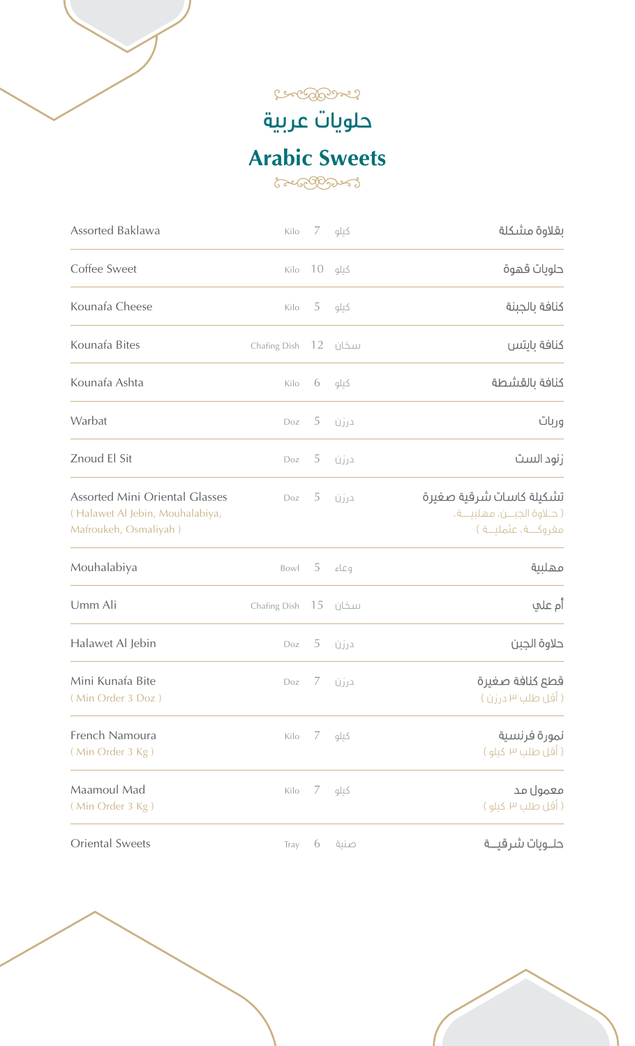# حلويات عربية

# Arabic Sweets

| Item | Unit | Price | الوحدة | الصنف |
|---|---|---|---|---|
| Assorted Baklawa | Kilo | 7 | كيلو | بقلاوة مشكلة |
| Coffee Sweet | Kilo | 10 | كيلو | حلويات قهوة |
| Kounafa Cheese | Kilo | 5 | كيلو | كنافة بالجبنة |
| Kounafa Bites | Chafing Dish | 12 | سخان | كنافة بايتس |
| Kounafa Ashta | Kilo | 6 | كيلو | كنافة بالقشطة |
| Warbat | Doz | 5 | درزن | وربات |
| Znoud El Sit | Doz | 5 | درزن | زنود الست |
| Assorted Mini Oriental Glasses ( Halawet Al Jebin, Mouhalabiya, Mafroukeh, Osmaliyah ) | Doz | 5 | درزن | تشكيلة كاسات شرقية صغيرة ( حلاوة الجبن، مهلبية، مفروكة، عثملية ) |
| Mouhalabiya | Bowl | 5 | وعاء | مهلبية |
| Umm Ali | Chafing Dish | 15 | سخان | أم علي |
| Halawet Al Jebin | Doz | 5 | درزن | حلاوة الجبن |
| Mini Kunafa Bite ( Min Order 3 Doz ) | Doz | 7 | درزن | قطع كنافة صغيرة ( أقل طلب ٣ درزن ) |
| French Namoura ( Min Order 3 Kg ) | Kilo | 7 | كيلو | نمورة فرنسية ( أقل طلب ٣ كيلو ) |
| Maamoul Mad ( Min Order 3 Kg ) | Kilo | 7 | كيلو | معمول مد ( أقل طلب ٣ كيلو ) |
| Oriental Sweets | Tray | 6 | صنية | حلويات شرقية |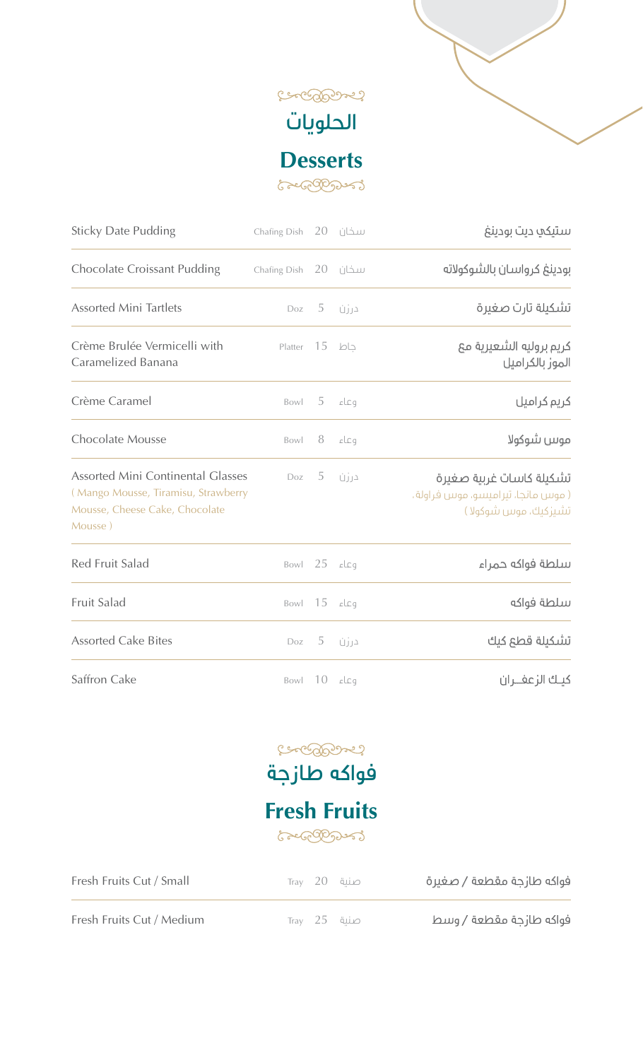## الحلويات

## Desserts

| English | Unit | Qty | الوحدة | العربية |
|---|---|---|---|---|
| Sticky Date Pudding | Chafing Dish | 20 | سخان | ستيكي ديت بودينغ |
| Chocolate Croissant Pudding | Chafing Dish | 20 | سخان | بودينغ كرواسان بالشوكولاته |
| Assorted Mini Tartlets | Doz | 5 | درزن | تشكيلة تارت صغيرة |
| Crème Brulée Vermicelli with Caramelized Banana | Platter | 15 | جاط | كريم بروليه الشعيرية مع الموز بالكراميل |
| Crème Caramel | Bowl | 5 | وعاء | كريم كراميل |
| Chocolate Mousse | Bowl | 8 | وعاء | موس شوكولا |
| Assorted Mini Continental Glasses ( Mango Mousse, Tiramisu, Strawberry Mousse, Cheese Cake, Chocolate Mousse ) | Doz | 5 | درزن | تشكيلة كاسات غربية صغيرة ( موس مانجا، تيراميسو، موس فراولة، تشيزكيك، موس شوكولا ) |
| Red Fruit Salad | Bowl | 25 | وعاء | سلطة فواكه حمراء |
| Fruit Salad | Bowl | 15 | وعاء | سلطة فواكه |
| Assorted Cake Bites | Doz | 5 | درزن | تشكيلة قطع كيك |
| Saffron Cake | Bowl | 10 | وعاء | كيك الزعفران |

## فواكه طازجة

## Fresh Fruits

| English | Unit | Qty | الوحدة | العربية |
|---|---|---|---|---|
| Fresh Fruits Cut / Small | Tray | 20 | صنية | فواكه طازجة مقطعة / صغيرة |
| Fresh Fruits Cut / Medium | Tray | 25 | صنية | فواكه طازجة مقطعة / وسط |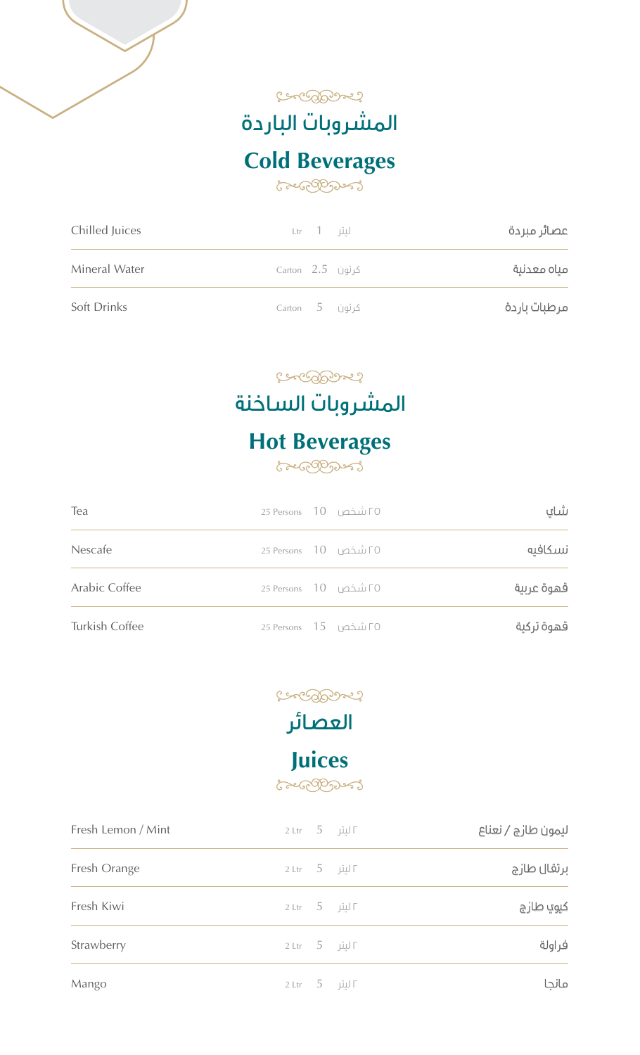## المشروبات الباردة

## Cold Beverages

| | | | | |
|---|---|---|---|---|
| Chilled Juices | Ltr | 1 | ليتر | عصائر مبردة |
| Mineral Water | Carton | 2.5 | كرتون | مياه معدنية |
| Soft Drinks | Carton | 5 | كرتون | مرطبات باردة |

## المشروبات الساخنة

## Hot Beverages

| | | | | |
|---|---|---|---|---|
| Tea | 25 Persons | 10 | ٢٥ شخص | شاي |
| Nescafe | 25 Persons | 10 | ٢٥ شخص | نسكافيه |
| Arabic Coffee | 25 Persons | 10 | ٢٥ شخص | قهوة عربية |
| Turkish Coffee | 25 Persons | 15 | ٢٥ شخص | قهوة تركية |

## العصائر

## Juices

| | | | | |
|---|---|---|---|---|
| Fresh Lemon / Mint | 2 Ltr | 5 | ٢ ليتر | ليمون طازج / نعناع |
| Fresh Orange | 2 Ltr | 5 | ٢ ليتر | برتقال طازج |
| Fresh Kiwi | 2 Ltr | 5 | ٢ ليتر | كيوي طازج |
| Strawberry | 2 Ltr | 5 | ٢ ليتر | فراولة |
| Mango | 2 Ltr | 5 | ٢ ليتر | مانجا |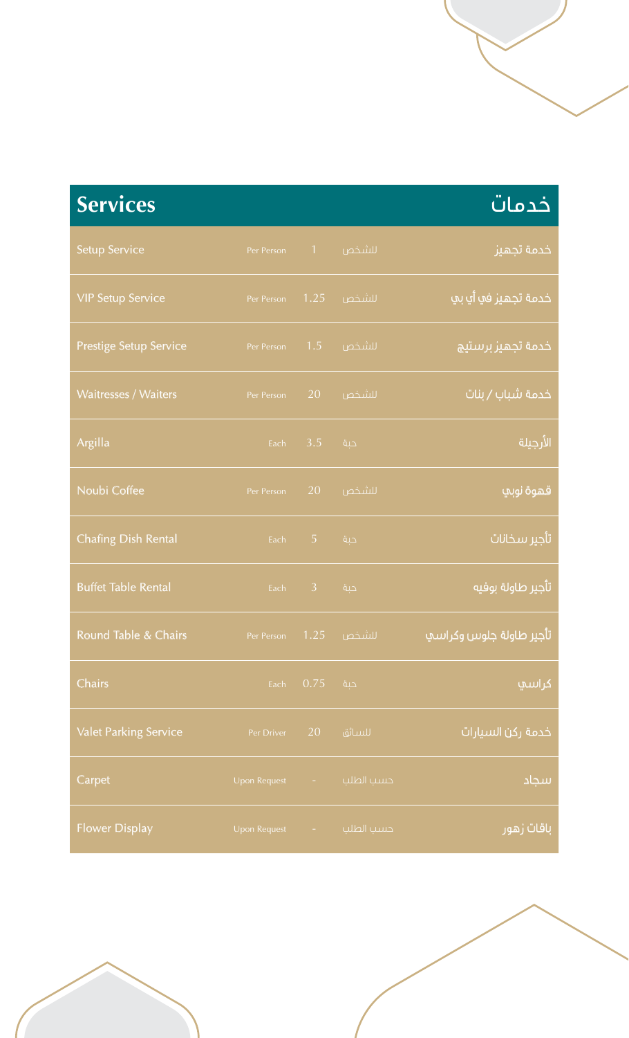| Services | | | | خدمات |
|---|---|---|---|---|
| Setup Service | Per Person | 1 | للشخص | خدمة تجهيز |
| VIP Setup Service | Per Person | 1.25 | للشخص | خدمة تجهيز في أي بي |
| Prestige Setup Service | Per Person | 1.5 | للشخص | خدمة تجهيز برستيج |
| Waitresses / Waiters | Per Person | 20 | للشخص | خدمة شباب / بنات |
| Argilla | Each | 3.5 | حبة | الأرجيلة |
| Noubi Coffee | Per Person | 20 | للشخص | قهوة نوبي |
| Chafing Dish Rental | Each | 5 | حبة | تأجير سخانات |
| Buffet Table Rental | Each | 3 | حبة | تأجير طاولة بوفيه |
| Round Table & Chairs | Per Person | 1.25 | للشخص | تأجير طاولة جلوس وكراسي |
| Chairs | Each | 0.75 | حبة | كراسي |
| Valet Parking Service | Per Driver | 20 | للسائق | خدمة ركن السيارات |
| Carpet | Upon Request | - | حسب الطلب | سجاد |
| Flower Display | Upon Request | - | حسب الطلب | باقات زهور |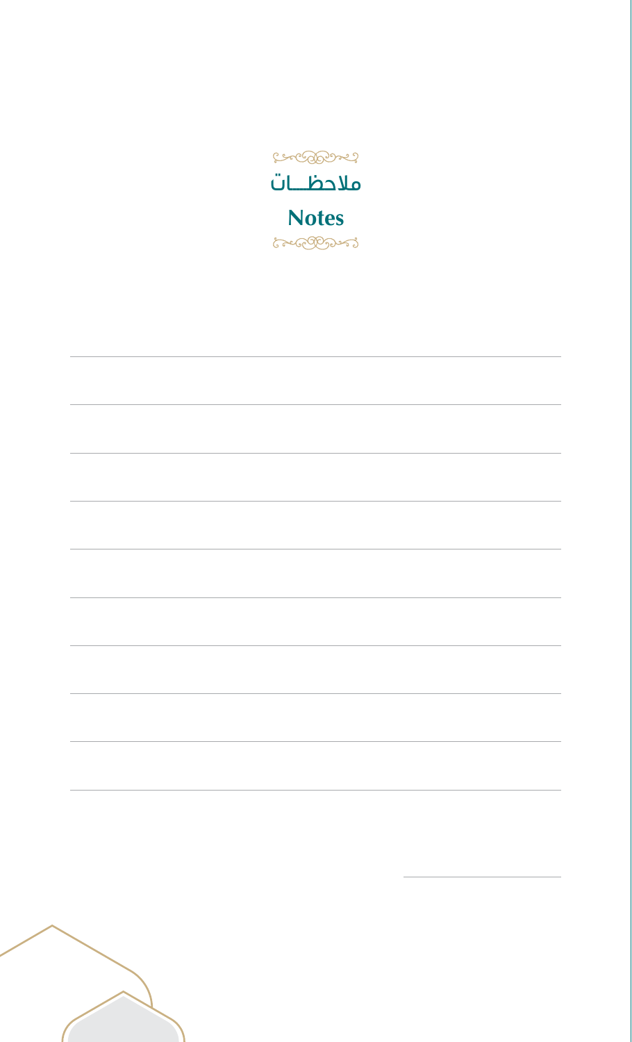# ملاحظـــات

# Notes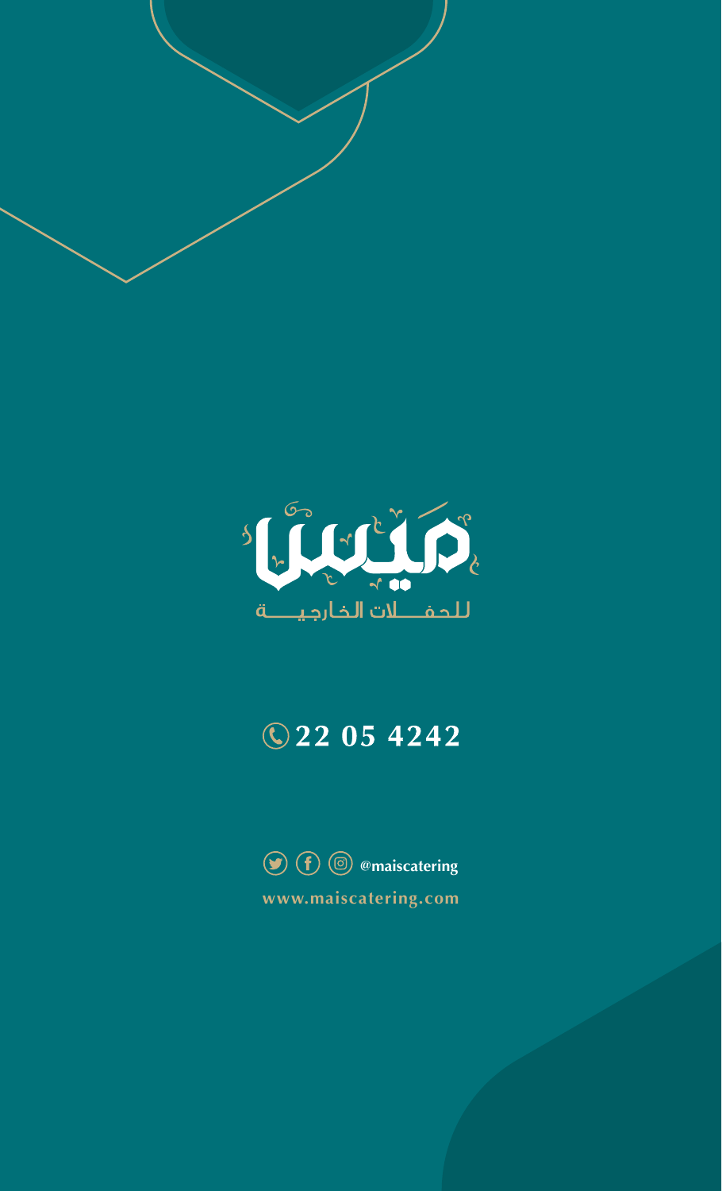ميس

للحفـــلات الخارجيـــة

22 05 4242

@maiscatering

www.maiscatering.com